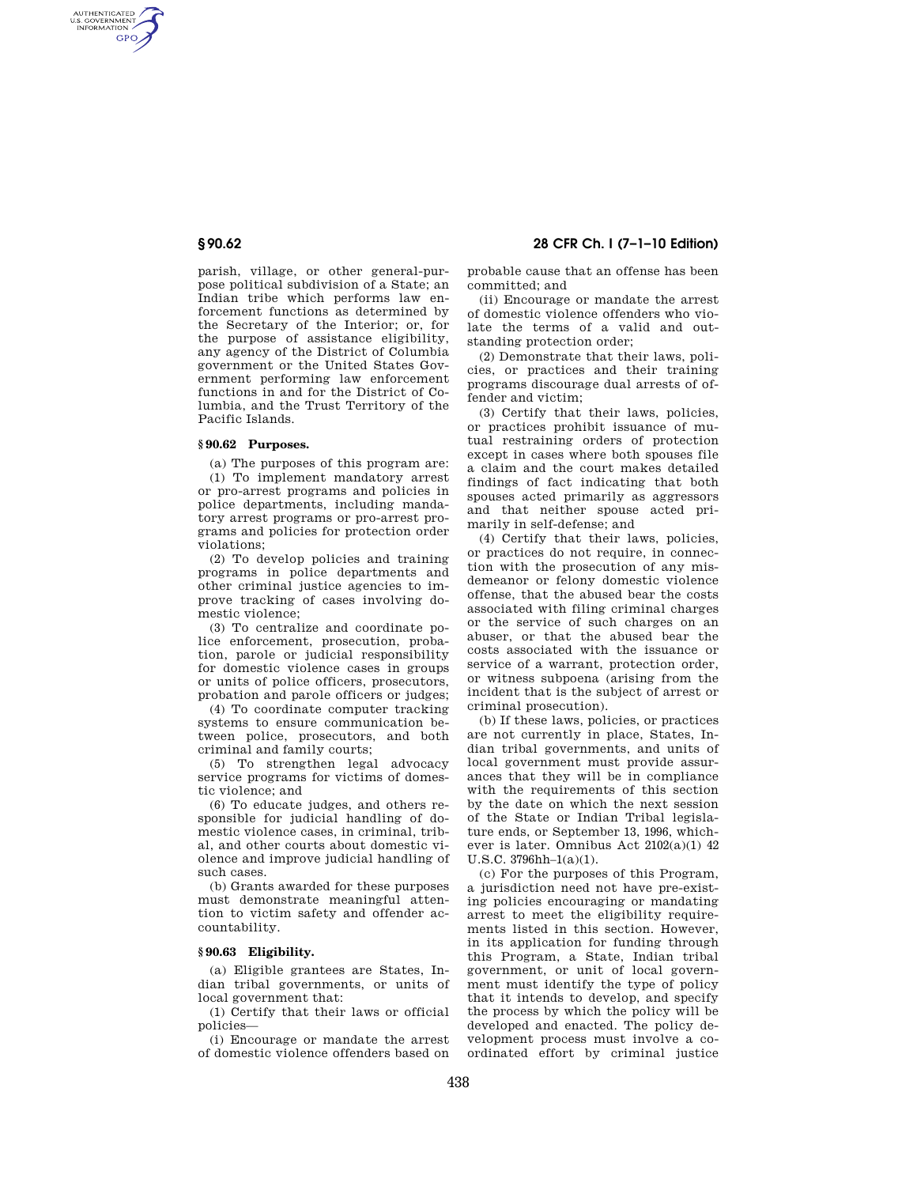parish, village, or other general-purpose political subdivision of a State; an Indian tribe which performs law enforcement functions as determined by the Secretary of the Interior; or, for the purpose of assistance eligibility, any agency of the District of Columbia government or the United States Government performing law enforcement functions in and for the District of Columbia, and the Trust Territory of the Pacific Islands.

### § 90.62 Purposes.

(a) The purposes of this program are:

(1) To implement mandatory arrest or pro-arrest programs and policies in police departments, including mandatory arrest programs or pro-arrest programs and policies for protection order violations;

(2) To develop policies and training programs in police departments and other criminal justice agencies to improve tracking of cases involving domestic violence;

(3) To centralize and coordinate police enforcement, prosecution, probation, parole or judicial responsibility for domestic violence cases in groups or units of police officers, prosecutors, probation and parole officers or judges;

(4) To coordinate computer tracking systems to ensure communication between police, prosecutors, and both criminal and family courts;

(5) To strengthen legal advocacy service programs for victims of domestic violence; and

(6) To educate judges, and others responsible for judicial handling of domestic violence cases, in criminal, tribal, and other courts about domestic violence and improve judicial handling of such cases.

(b) Grants awarded for these purposes must demonstrate meaningful attention to victim safety and offender accountability.

### § 90.63 Eligibility.

(a) Eligible grantees are States, Indian tribal governments, or units of local government that:

(1) Certify that their laws or official policies—

(i) Encourage or mandate the arrest of domestic violence offenders based on probable cause that an offense has been committed; and

(ii) Encourage or mandate the arrest of domestic violence offenders who violate the terms of a valid and outstanding protection order;

(2) Demonstrate that their laws, policies, or practices and their training programs discourage dual arrests of offender and victim;

(3) Certify that their laws, policies, or practices prohibit issuance of mutual restraining orders of protection except in cases where both spouses file a claim and the court makes detailed findings of fact indicating that both spouses acted primarily as aggressors and that neither spouse acted primarily in self-defense; and

(4) Certify that their laws, policies, or practices do not require, in connection with the prosecution of any misdemeanor or felony domestic violence offense, that the abused bear the costs associated with filing criminal charges or the service of such charges on an abuser, or that the abused bear the costs associated with the issuance or service of a warrant, protection order, or witness subpoena (arising from the incident that is the subject of arrest or criminal prosecution).

(b) If these laws, policies, or practices are not currently in place, States, Indian tribal governments, and units of local government must provide assurances that they will be in compliance with the requirements of this section by the date on which the next session of the State or Indian Tribal legislature ends, or September 13, 1996, whichever is later. Omnibus Act 2102(a)(1) 42 U.S.C. 3796hh–1(a)(1).

(c) For the purposes of this Program, a jurisdiction need not have pre-existing policies encouraging or mandating arrest to meet the eligibility requirements listed in this section. However, in its application for funding through this Program, a State, Indian tribal government, or unit of local government must identify the type of policy that it intends to develop, and specify the process by which the policy will be developed and enacted. The policy development process must involve a coordinated effort by criminal justice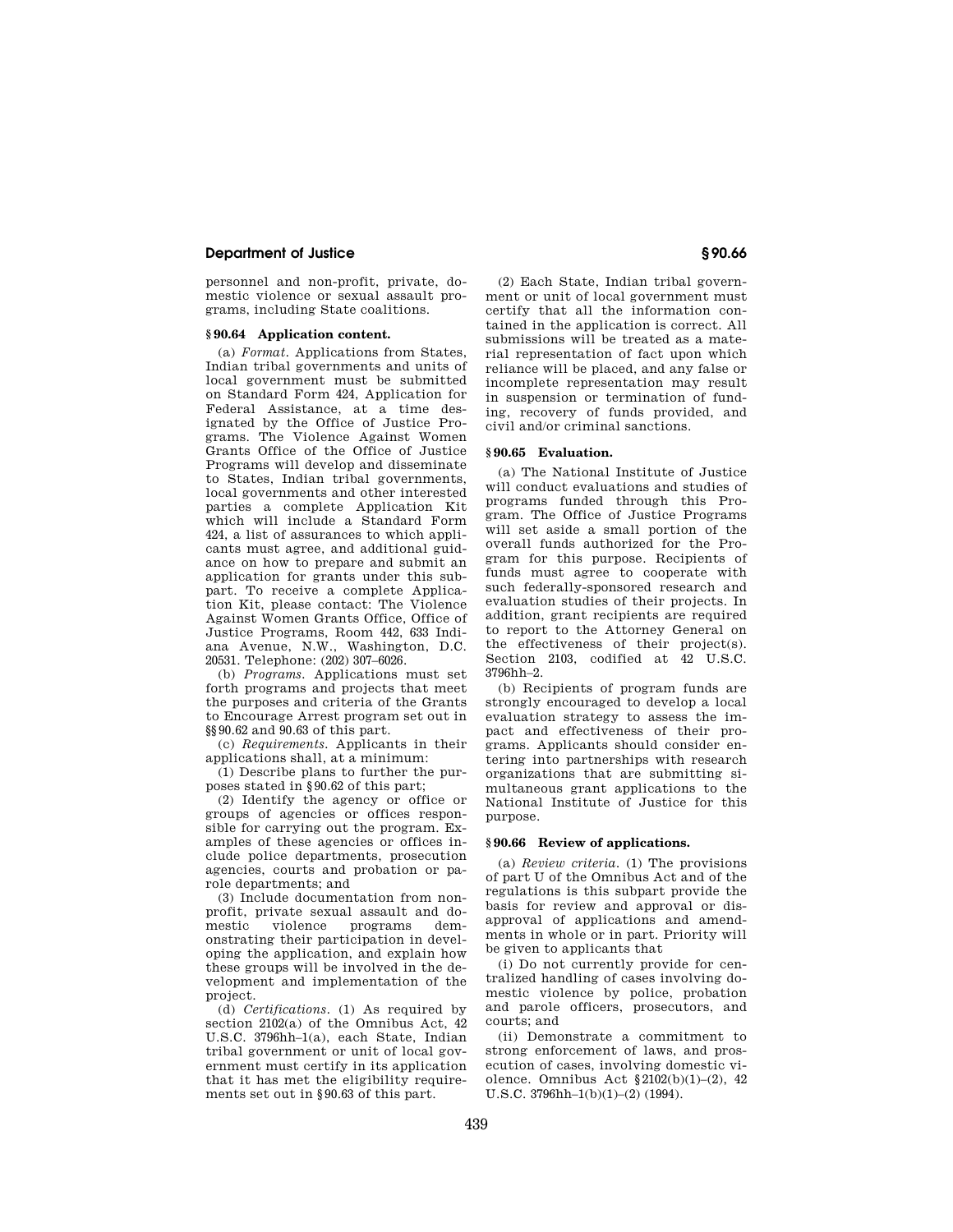personnel and non-profit, private, domestic violence or sexual assault programs, including State coalitions.

### § 90.64 Application content.

(a) *Format*. Applications from States, Indian tribal governments and units of local government must be submitted on Standard Form 424, Application for Federal Assistance, at a time designated by the Office of Justice Programs. The Violence Against Women Grants Office of the Office of Justice Programs will develop and disseminate to States, Indian tribal governments, local governments and other interested parties a complete Application Kit which will include a Standard Form 424, a list of assurances to which applicants must agree, and additional guidance on how to prepare and submit an application for grants under this subpart. To receive a complete Application Kit, please contact: The Violence Against Women Grants Office, Office of Justice Programs, Room 442, 633 Indiana Avenue, N.W., Washington, D.C. 20531. Telephone: (202) 307–6026.

(b) *Programs*. Applications must set forth programs and projects that meet the purposes and criteria of the Grants to Encourage Arrest program set out in §§ 90.62 and 90.63 of this part.

(c) *Requirements*. Applicants in their applications shall, at a minimum:

(1) Describe plans to further the purposes stated in § 90.62 of this part;

(2) Identify the agency or office or groups of agencies or offices responsible for carrying out the program. Examples of these agencies or offices include police departments, prosecution agencies, courts and probation or parole departments; and

(3) Include documentation from non-profit, private sexual assault and domestic violence programs demonstrating their participation in developing the application, and explain how these groups will be involved in the development and implementation of the project.

(d) *Certifications*. (1) As required by section 2102(a) of the Omnibus Act, 42 U.S.C. 3796hh–1(a), each State, Indian tribal government or unit of local government must certify in its application that it has met the eligibility requirements set out in § 90.63 of this part.

(2) Each State, Indian tribal government or unit of local government must certify that all the information contained in the application is correct. All submissions will be treated as a material representation of fact upon which reliance will be placed, and any false or incomplete representation may result in suspension or termination of funding, recovery of funds provided, and civil and/or criminal sanctions.

### § 90.65 Evaluation.

(a) The National Institute of Justice will conduct evaluations and studies of programs funded through this Program. The Office of Justice Programs will set aside a small portion of the overall funds authorized for the Program for this purpose. Recipients of funds must agree to cooperate with such federally-sponsored research and evaluation studies of their projects. In addition, grant recipients are required to report to the Attorney General on the effectiveness of their project(s). Section 2103, codified at 42 U.S.C. 3796hh–2.

(b) Recipients of program funds are strongly encouraged to develop a local evaluation strategy to assess the impact and effectiveness of their programs. Applicants should consider entering into partnerships with research organizations that are submitting simultaneous grant applications to the National Institute of Justice for this purpose.

### § 90.66 Review of applications.

(a) *Review criteria*. (1) The provisions of part U of the Omnibus Act and of the regulations is this subpart provide the basis for review and approval or disapproval of applications and amendments in whole or in part. Priority will be given to applicants that

(i) Do not currently provide for centralized handling of cases involving domestic violence by police, probation and parole officers, prosecutors, and courts; and

(ii) Demonstrate a commitment to strong enforcement of laws, and prosecution of cases, involving domestic violence. Omnibus Act § 2102(b)(1)–(2), 42 U.S.C. 3796hh–1(b)(1)–(2) (1994).